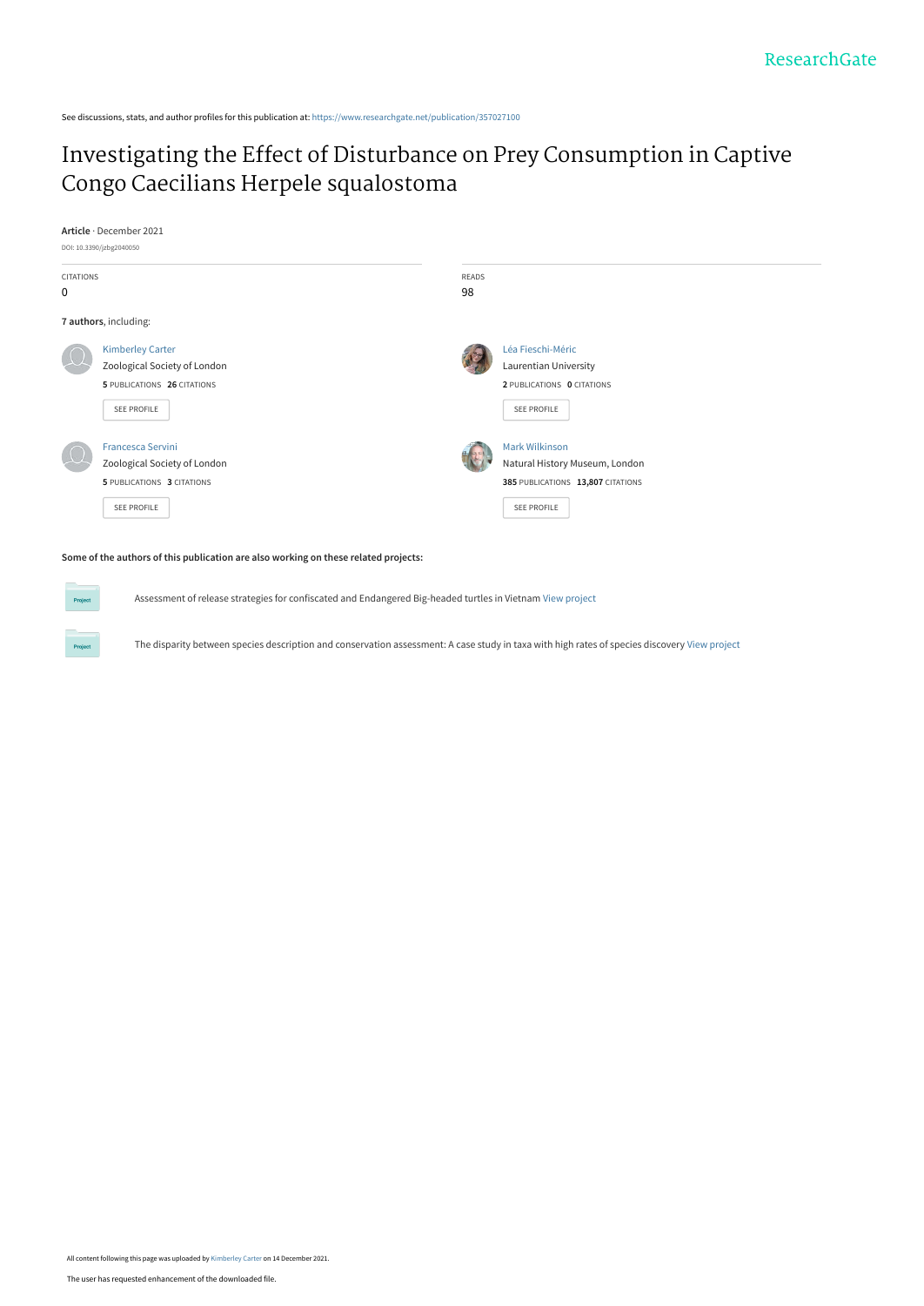See discussions, stats, and author profiles for this publication at: https://www.researchgate.net/publication/357027100

# Investigating the Effect of Disturbance on Prey Consumption in Captive Congo Caecilians Herpele squalostoma

**Article** · December 2021

DOI: 10.3390/jzbg2040050

| CITATIONS | READS |
| --- | --- |
| 0 | 98 |

**7 authors**, including:

Kimberley Carter
Zoological Society of London
**5** PUBLICATIONS **26** CITATIONS
SEE PROFILE

Léa Fieschi-Méric
Laurentian University
**2** PUBLICATIONS **0** CITATIONS
SEE PROFILE

Francesca Servini
Zoological Society of London
**5** PUBLICATIONS **3** CITATIONS
SEE PROFILE

Mark Wilkinson
Natural History Museum, London
**385** PUBLICATIONS **13,807** CITATIONS
SEE PROFILE

**Some of the authors of this publication are also working on these related projects:**

Project: Assessment of release strategies for confiscated and Endangered Big-headed turtles in Vietnam View project

Project: The disparity between species description and conservation assessment: A case study in taxa with high rates of species discovery View project

All content following this page was uploaded by Kimberley Carter on 14 December 2021.

The user has requested enhancement of the downloaded file.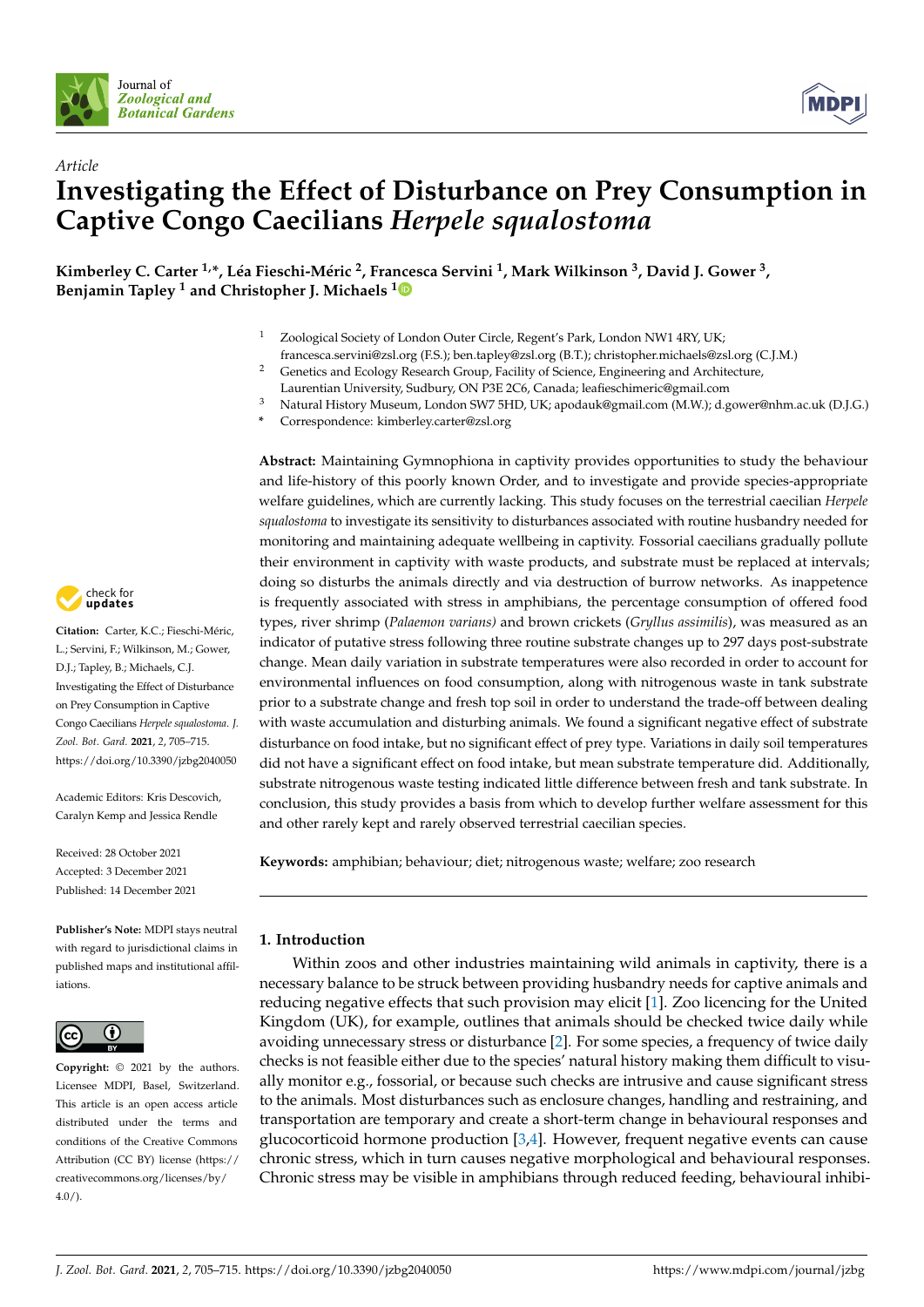Article

# Investigating the Effect of Disturbance on Prey Consumption in Captive Congo Caecilians *Herpele squalostoma*

**Kimberley C. Carter [1,*], Léa Fieschi-Méric [2], Francesca Servini [1], Mark Wilkinson [3], David J. Gower [3], Benjamin Tapley [1] and Christopher J. Michaels [1]**

[1] Zoological Society of London Outer Circle, Regent's Park, London NW1 4RY, UK; francesca.servini@zsl.org (F.S.); ben.tapley@zsl.org (B.T.); christopher.michaels@zsl.org (C.J.M.)

[2] Genetics and Ecology Research Group, Facility of Science, Engineering and Architecture, Laurentian University, Sudbury, ON P3E 2C6, Canada; leafieschimeric@gmail.com

[3] Natural History Museum, London SW7 5HD, UK; apodauk@gmail.com (M.W.); d.gower@nhm.ac.uk (D.J.G.)

[*] Correspondence: kimberley.carter@zsl.org

**Abstract:** Maintaining Gymnophiona in captivity provides opportunities to study the behaviour and life-history of this poorly known Order, and to investigate and provide species-appropriate welfare guidelines, which are currently lacking. This study focuses on the terrestrial caecilian *Herpele squalostoma* to investigate its sensitivity to disturbances associated with routine husbandry needed for monitoring and maintaining adequate wellbeing in captivity. Fossorial caecilians gradually pollute their environment in captivity with waste products, and substrate must be replaced at intervals; doing so disturbs the animals directly and via destruction of burrow networks. As inappetence is frequently associated with stress in amphibians, the percentage consumption of offered food types, river shrimp (*Palaemon varians*) and brown crickets (*Gryllus assimilis*), was measured as an indicator of putative stress following three routine substrate changes up to 297 days post-substrate change. Mean daily variation in substrate temperatures were also recorded in order to account for environmental influences on food consumption, along with nitrogenous waste in tank substrate prior to a substrate change and fresh top soil in order to understand the trade-off between dealing with waste accumulation and disturbing animals. We found a significant negative effect of substrate disturbance on food intake, but no significant effect of prey type. Variations in daily soil temperatures did not have a significant effect on food intake, but mean substrate temperature did. Additionally, substrate nitrogenous waste testing indicated little difference between fresh and tank substrate. In conclusion, this study provides a basis from which to develop further welfare assessment for this and other rarely kept and rarely observed terrestrial caecilian species.

**Keywords:** amphibian; behaviour; diet; nitrogenous waste; welfare; zoo research

**Citation:** Carter, K.C.; Fieschi-Méric, L.; Servini, F.; Wilkinson, M.; Gower, D.J.; Tapley, B.; Michaels, C.J. Investigating the Effect of Disturbance on Prey Consumption in Captive Congo Caecilians *Herpele squalostoma*. *J. Zool. Bot. Gard.* **2021**, *2*, 705–715. https://doi.org/10.3390/jzbg2040050

Academic Editors: Kris Descovich, Caralyn Kemp and Jessica Rendle

Received: 28 October 2021
Accepted: 3 December 2021
Published: 14 December 2021

**Publisher's Note:** MDPI stays neutral with regard to jurisdictional claims in published maps and institutional affiliations.

**Copyright:** © 2021 by the authors. Licensee MDPI, Basel, Switzerland. This article is an open access article distributed under the terms and conditions of the Creative Commons Attribution (CC BY) license (https://creativecommons.org/licenses/by/4.0/).

## 1. Introduction

Within zoos and other industries maintaining wild animals in captivity, there is a necessary balance to be struck between providing husbandry needs for captive animals and reducing negative effects that such provision may elicit [1]. Zoo licencing for the United Kingdom (UK), for example, outlines that animals should be checked twice daily while avoiding unnecessary stress or disturbance [2]. For some species, a frequency of twice daily checks is not feasible either due to the species' natural history making them difficult to visually monitor e.g., fossorial, or because such checks are intrusive and cause significant stress to the animals. Most disturbances such as enclosure changes, handling and restraining, and transportation are temporary and create a short-term change in behavioural responses and glucocorticoid hormone production [3,4]. However, frequent negative events can cause chronic stress, which in turn causes negative morphological and behavioural responses. Chronic stress may be visible in amphibians through reduced feeding, behavioural inhibi-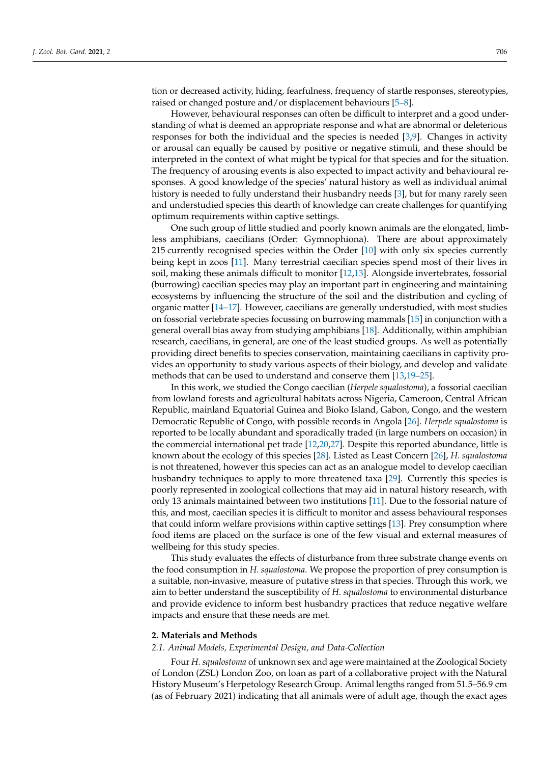tion or decreased activity, hiding, fearfulness, frequency of startle responses, stereotypies, raised or changed posture and/or displacement behaviours [5–8].

However, behavioural responses can often be difficult to interpret and a good understanding of what is deemed an appropriate response and what are abnormal or deleterious responses for both the individual and the species is needed [3,9]. Changes in activity or arousal can equally be caused by positive or negative stimuli, and these should be interpreted in the context of what might be typical for that species and for the situation. The frequency of arousing events is also expected to impact activity and behavioural responses. A good knowledge of the species' natural history as well as individual animal history is needed to fully understand their husbandry needs [3], but for many rarely seen and understudied species this dearth of knowledge can create challenges for quantifying optimum requirements within captive settings.

One such group of little studied and poorly known animals are the elongated, limbless amphibians, caecilians (Order: Gymnophiona). There are about approximately 215 currently recognised species within the Order [10] with only six species currently being kept in zoos [11]. Many terrestrial caecilian species spend most of their lives in soil, making these animals difficult to monitor [12,13]. Alongside invertebrates, fossorial (burrowing) caecilian species may play an important part in engineering and maintaining ecosystems by influencing the structure of the soil and the distribution and cycling of organic matter [14–17]. However, caecilians are generally understudied, with most studies on fossorial vertebrate species focussing on burrowing mammals [15] in conjunction with a general overall bias away from studying amphibians [18]. Additionally, within amphibian research, caecilians, in general, are one of the least studied groups. As well as potentially providing direct benefits to species conservation, maintaining caecilians in captivity provides an opportunity to study various aspects of their biology, and develop and validate methods that can be used to understand and conserve them [13,19–25].

In this work, we studied the Congo caecilian (*Herpele squalostoma*), a fossorial caecilian from lowland forests and agricultural habitats across Nigeria, Cameroon, Central African Republic, mainland Equatorial Guinea and Bioko Island, Gabon, Congo, and the western Democratic Republic of Congo, with possible records in Angola [26]. *Herpele squalostoma* is reported to be locally abundant and sporadically traded (in large numbers on occasion) in the commercial international pet trade [12,20,27]. Despite this reported abundance, little is known about the ecology of this species [28]. Listed as Least Concern [26], *H. squalostoma* is not threatened, however this species can act as an analogue model to develop caecilian husbandry techniques to apply to more threatened taxa [29]. Currently this species is poorly represented in zoological collections that may aid in natural history research, with only 13 animals maintained between two institutions [11]. Due to the fossorial nature of this, and most, caecilian species it is difficult to monitor and assess behavioural responses that could inform welfare provisions within captive settings [13]. Prey consumption where food items are placed on the surface is one of the few visual and external measures of wellbeing for this study species.

This study evaluates the effects of disturbance from three substrate change events on the food consumption in *H. squalostoma*. We propose the proportion of prey consumption is a suitable, non-invasive, measure of putative stress in that species. Through this work, we aim to better understand the susceptibility of *H. squalostoma* to environmental disturbance and provide evidence to inform best husbandry practices that reduce negative welfare impacts and ensure that these needs are met.

## 2. Materials and Methods

### 2.1. Animal Models, Experimental Design, and Data-Collection

Four *H. squalostoma* of unknown sex and age were maintained at the Zoological Society of London (ZSL) London Zoo, on loan as part of a collaborative project with the Natural History Museum's Herpetology Research Group. Animal lengths ranged from 51.5–56.9 cm (as of February 2021) indicating that all animals were of adult age, though the exact ages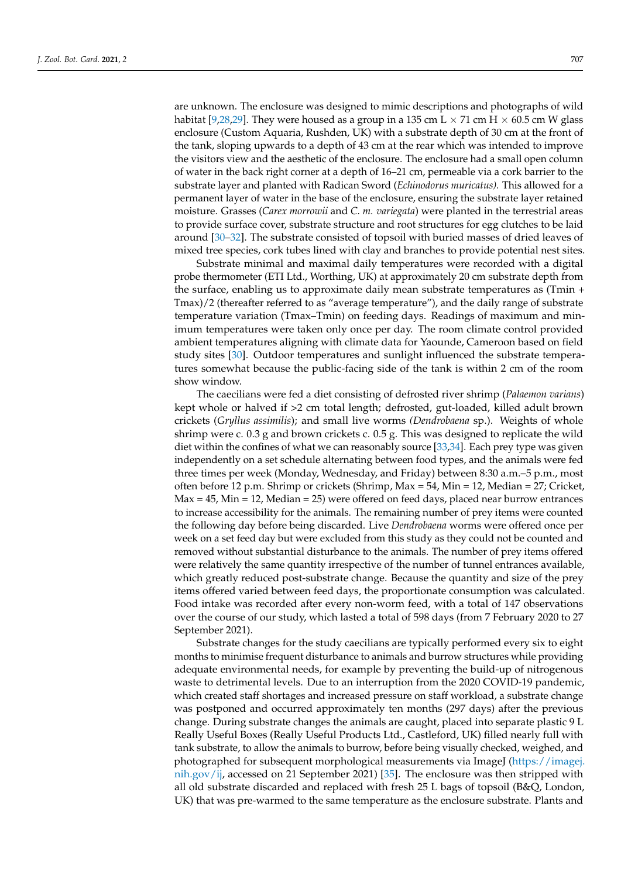are unknown. The enclosure was designed to mimic descriptions and photographs of wild habitat [9,28,29]. They were housed as a group in a 135 cm L × 71 cm H × 60.5 cm W glass enclosure (Custom Aquaria, Rushden, UK) with a substrate depth of 30 cm at the front of the tank, sloping upwards to a depth of 43 cm at the rear which was intended to improve the visitors view and the aesthetic of the enclosure. The enclosure had a small open column of water in the back right corner at a depth of 16–21 cm, permeable via a cork barrier to the substrate layer and planted with Radican Sword (*Echinodorus muricatus).* This allowed for a permanent layer of water in the base of the enclosure, ensuring the substrate layer retained moisture. Grasses (*Carex morrowii* and *C. m. variegata*) were planted in the terrestrial areas to provide surface cover, substrate structure and root structures for egg clutches to be laid around [30–32]. The substrate consisted of topsoil with buried masses of dried leaves of mixed tree species, cork tubes lined with clay and branches to provide potential nest sites.

Substrate minimal and maximal daily temperatures were recorded with a digital probe thermometer (ETI Ltd., Worthing, UK) at approximately 20 cm substrate depth from the surface, enabling us to approximate daily mean substrate temperatures as (Tmin + Tmax)/2 (thereafter referred to as "average temperature"), and the daily range of substrate temperature variation (Tmax–Tmin) on feeding days. Readings of maximum and minimum temperatures were taken only once per day. The room climate control provided ambient temperatures aligning with climate data for Yaounde, Cameroon based on field study sites [30]. Outdoor temperatures and sunlight influenced the substrate temperatures somewhat because the public-facing side of the tank is within 2 cm of the room show window.

The caecilians were fed a diet consisting of defrosted river shrimp (*Palaemon varians*) kept whole or halved if >2 cm total length; defrosted, gut-loaded, killed adult brown crickets (*Gryllus assimilis*); and small live worms (*Dendrobaena* sp.). Weights of whole shrimp were c. 0.3 g and brown crickets c. 0.5 g. This was designed to replicate the wild diet within the confines of what we can reasonably source [33,34]. Each prey type was given independently on a set schedule alternating between food types, and the animals were fed three times per week (Monday, Wednesday, and Friday) between 8:30 a.m.–5 p.m., most often before 12 p.m. Shrimp or crickets (Shrimp, Max = 54, Min = 12, Median = 27; Cricket, Max = 45, Min = 12, Median = 25) were offered on feed days, placed near burrow entrances to increase accessibility for the animals. The remaining number of prey items were counted the following day before being discarded. Live *Dendrobaena* worms were offered once per week on a set feed day but were excluded from this study as they could not be counted and removed without substantial disturbance to the animals. The number of prey items offered were relatively the same quantity irrespective of the number of tunnel entrances available, which greatly reduced post-substrate change. Because the quantity and size of the prey items offered varied between feed days, the proportionate consumption was calculated. Food intake was recorded after every non-worm feed, with a total of 147 observations over the course of our study, which lasted a total of 598 days (from 7 February 2020 to 27 September 2021).

Substrate changes for the study caecilians are typically performed every six to eight months to minimise frequent disturbance to animals and burrow structures while providing adequate environmental needs, for example by preventing the build-up of nitrogenous waste to detrimental levels. Due to an interruption from the 2020 COVID-19 pandemic, which created staff shortages and increased pressure on staff workload, a substrate change was postponed and occurred approximately ten months (297 days) after the previous change. During substrate changes the animals are caught, placed into separate plastic 9 L Really Useful Boxes (Really Useful Products Ltd., Castleford, UK) filled nearly full with tank substrate, to allow the animals to burrow, before being visually checked, weighed, and photographed for subsequent morphological measurements via ImageJ (https://imagej.nih.gov/ij, accessed on 21 September 2021) [35]. The enclosure was then stripped with all old substrate discarded and replaced with fresh 25 L bags of topsoil (B&Q, London, UK) that was pre-warmed to the same temperature as the enclosure substrate. Plants and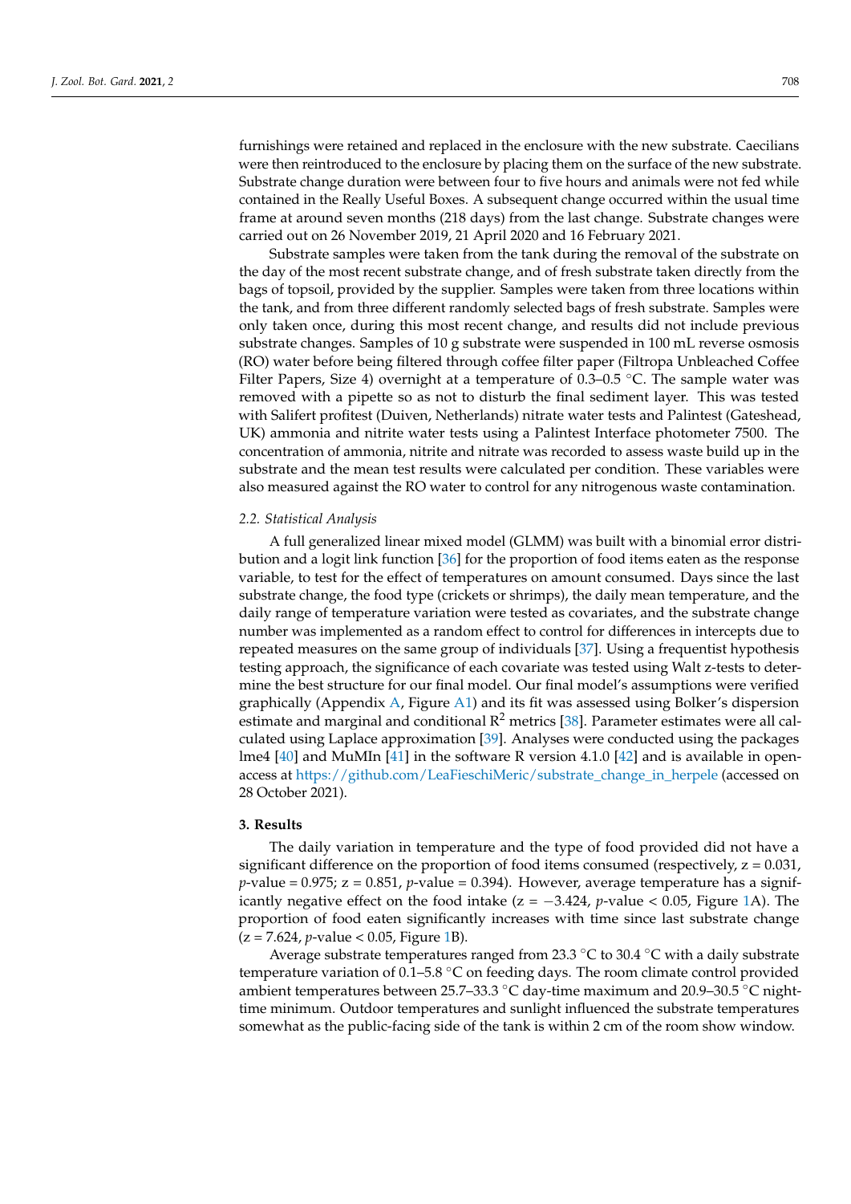furnishings were retained and replaced in the enclosure with the new substrate. Caecilians were then reintroduced to the enclosure by placing them on the surface of the new substrate. Substrate change duration were between four to five hours and animals were not fed while contained in the Really Useful Boxes. A subsequent change occurred within the usual time frame at around seven months (218 days) from the last change. Substrate changes were carried out on 26 November 2019, 21 April 2020 and 16 February 2021.

Substrate samples were taken from the tank during the removal of the substrate on the day of the most recent substrate change, and of fresh substrate taken directly from the bags of topsoil, provided by the supplier. Samples were taken from three locations within the tank, and from three different randomly selected bags of fresh substrate. Samples were only taken once, during this most recent change, and results did not include previous substrate changes. Samples of 10 g substrate were suspended in 100 mL reverse osmosis (RO) water before being filtered through coffee filter paper (Filtropa Unbleached Coffee Filter Papers, Size 4) overnight at a temperature of 0.3–0.5 °C. The sample water was removed with a pipette so as not to disturb the final sediment layer. This was tested with Salifert profitest (Duiven, Netherlands) nitrate water tests and Palintest (Gateshead, UK) ammonia and nitrite water tests using a Palintest Interface photometer 7500. The concentration of ammonia, nitrite and nitrate was recorded to assess waste build up in the substrate and the mean test results were calculated per condition. These variables were also measured against the RO water to control for any nitrogenous waste contamination.

### 2.2. Statistical Analysis

A full generalized linear mixed model (GLMM) was built with a binomial error distribution and a logit link function [36] for the proportion of food items eaten as the response variable, to test for the effect of temperatures on amount consumed. Days since the last substrate change, the food type (crickets or shrimps), the daily mean temperature, and the daily range of temperature variation were tested as covariates, and the substrate change number was implemented as a random effect to control for differences in intercepts due to repeated measures on the same group of individuals [37]. Using a frequentist hypothesis testing approach, the significance of each covariate was tested using Walt z-tests to determine the best structure for our final model. Our final model's assumptions were verified graphically (Appendix A, Figure A1) and its fit was assessed using Bolker's dispersion estimate and marginal and conditional $R^2$ metrics [38]. Parameter estimates were all calculated using Laplace approximation [39]. Analyses were conducted using the packages lme4 [40] and MuMIn [41] in the software R version 4.1.0 [42] and is available in open-access at https://github.com/LeaFieschiMeric/substrate_change_in_herpele (accessed on 28 October 2021).

## 3. Results

The daily variation in temperature and the type of food provided did not have a significant difference on the proportion of food items consumed (respectively, $z = 0.031$, $p$-value = 0.975; $z = 0.851$, $p$-value = 0.394). However, average temperature has a significantly negative effect on the food intake ($z = -3.424$, $p$-value < 0.05, Figure 1A). The proportion of food eaten significantly increases with time since last substrate change ($z = 7.624$, $p$-value < 0.05, Figure 1B).

Average substrate temperatures ranged from 23.3 °C to 30.4 °C with a daily substrate temperature variation of 0.1–5.8 °C on feeding days. The room climate control provided ambient temperatures between 25.7–33.3 °C day-time maximum and 20.9–30.5 °C night-time minimum. Outdoor temperatures and sunlight influenced the substrate temperatures somewhat as the public-facing side of the tank is within 2 cm of the room show window.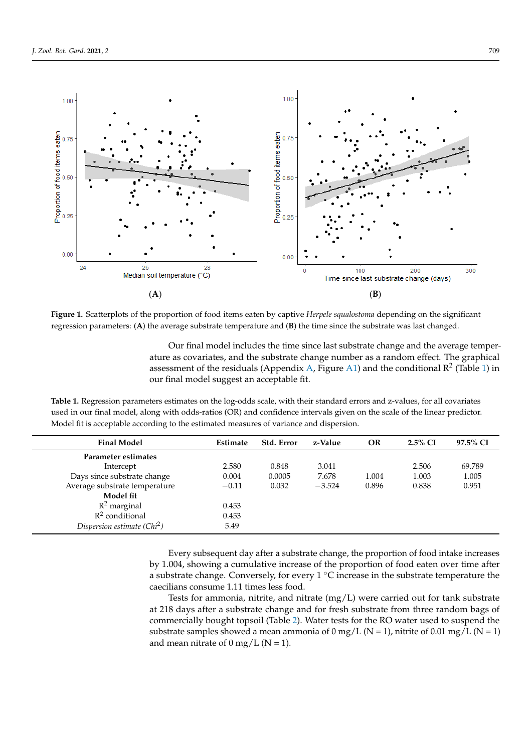**Figure 1.** Scatterplots of the proportion of food items eaten by captive *Herpele squalostoma* depending on the significant regression parameters: (**A**) the average substrate temperature and (**B**) the time since the substrate was last changed.

Our final model includes the time since last substrate change and the average temperature as covariates, and the substrate change number as a random effect. The graphical assessment of the residuals (Appendix A, Figure A1) and the conditional $R^2$ (Table 1) in our final model suggest an acceptable fit.

**Table 1.** Regression parameters estimates on the log-odds scale, with their standard errors and z-values, for all covariates used in our final model, along with odds-ratios (OR) and confidence intervals given on the scale of the linear predictor. Model fit is acceptable according to the estimated measures of variance and dispersion.

| Final Model | Estimate | Std. Error | z-Value | OR | 2.5% CI | 97.5% CI |
|---|---|---|---|---|---|---|
| **Parameter estimates** | | | | | | |
| Intercept | 2.580 | 0.848 | 3.041 | | 2.506 | 69.789 |
| Days since substrate change | 0.004 | 0.0005 | 7.678 | 1.004 | 1.003 | 1.005 |
| Average substrate temperature | −0.11 | 0.032 | −3.524 | 0.896 | 0.838 | 0.951 |
| **Model fit** | | | | | | |
| $R^2$ marginal | 0.453 | | | | | |
| $R^2$ conditional | 0.453 | | | | | |
| *Dispersion estimate ($Chi^2$)* | 5.49 | | | | | |

Every subsequent day after a substrate change, the proportion of food intake increases by 1.004, showing a cumulative increase of the proportion of food eaten over time after a substrate change. Conversely, for every 1 °C increase in the substrate temperature the caecilians consume 1.11 times less food.

Tests for ammonia, nitrite, and nitrate (mg/L) were carried out for tank substrate at 218 days after a substrate change and for fresh substrate from three random bags of commercially bought topsoil (Table 2). Water tests for the RO water used to suspend the substrate samples showed a mean ammonia of 0 mg/L (N = 1), nitrite of 0.01 mg/L (N = 1) and mean nitrate of 0 mg/L (N = 1).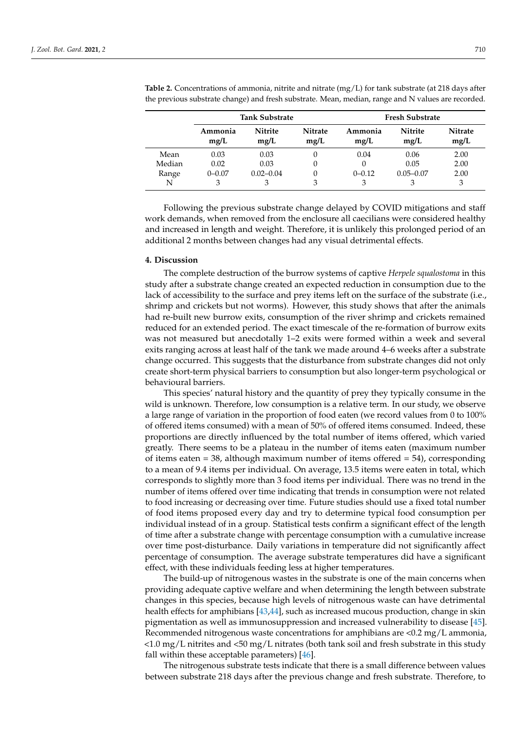**Table 2.** Concentrations of ammonia, nitrite and nitrate (mg/L) for tank substrate (at 218 days after the previous substrate change) and fresh substrate. Mean, median, range and N values are recorded.

| | Tank Substrate | | | Fresh Substrate | | |
|---|---|---|---|---|---|---|
| | Ammonia mg/L | Nitrite mg/L | Nitrate mg/L | Ammonia mg/L | Nitrite mg/L | Nitrate mg/L |
| Mean | 0.03 | 0.03 | 0 | 0.04 | 0.06 | 2.00 |
| Median | 0.02 | 0.03 | 0 | 0 | 0.05 | 2.00 |
| Range | 0–0.07 | 0.02–0.04 | 0 | 0–0.12 | 0.05–0.07 | 2.00 |
| N | 3 | 3 | 3 | 3 | 3 | 3 |

Following the previous substrate change delayed by COVID mitigations and staff work demands, when removed from the enclosure all caecilians were considered healthy and increased in length and weight. Therefore, it is unlikely this prolonged period of an additional 2 months between changes had any visual detrimental effects.

## 4. Discussion

The complete destruction of the burrow systems of captive *Herpele squalostoma* in this study after a substrate change created an expected reduction in consumption due to the lack of accessibility to the surface and prey items left on the surface of the substrate (i.e., shrimp and crickets but not worms). However, this study shows that after the animals had re-built new burrow exits, consumption of the river shrimp and crickets remained reduced for an extended period. The exact timescale of the re-formation of burrow exits was not measured but anecdotally 1–2 exits were formed within a week and several exits ranging across at least half of the tank we made around 4–6 weeks after a substrate change occurred. This suggests that the disturbance from substrate changes did not only create short-term physical barriers to consumption but also longer-term psychological or behavioural barriers.

This species' natural history and the quantity of prey they typically consume in the wild is unknown. Therefore, low consumption is a relative term. In our study, we observe a large range of variation in the proportion of food eaten (we record values from 0 to 100% of offered items consumed) with a mean of 50% of offered items consumed. Indeed, these proportions are directly influenced by the total number of items offered, which varied greatly. There seems to be a plateau in the number of items eaten (maximum number of items eaten = 38, although maximum number of items offered = 54), corresponding to a mean of 9.4 items per individual. On average, 13.5 items were eaten in total, which corresponds to slightly more than 3 food items per individual. There was no trend in the number of items offered over time indicating that trends in consumption were not related to food increasing or decreasing over time. Future studies should use a fixed total number of food items proposed every day and try to determine typical food consumption per individual instead of in a group. Statistical tests confirm a significant effect of the length of time after a substrate change with percentage consumption with a cumulative increase over time post-disturbance. Daily variations in temperature did not significantly affect percentage of consumption. The average substrate temperatures did have a significant effect, with these individuals feeding less at higher temperatures.

The build-up of nitrogenous wastes in the substrate is one of the main concerns when providing adequate captive welfare and when determining the length between substrate changes in this species, because high levels of nitrogenous waste can have detrimental health effects for amphibians [43,44], such as increased mucous production, change in skin pigmentation as well as immunosuppression and increased vulnerability to disease [45]. Recommended nitrogenous waste concentrations for amphibians are <0.2 mg/L ammonia, <1.0 mg/L nitrites and <50 mg/L nitrates (both tank soil and fresh substrate in this study fall within these acceptable parameters) [46].

The nitrogenous substrate tests indicate that there is a small difference between values between substrate 218 days after the previous change and fresh substrate. Therefore, to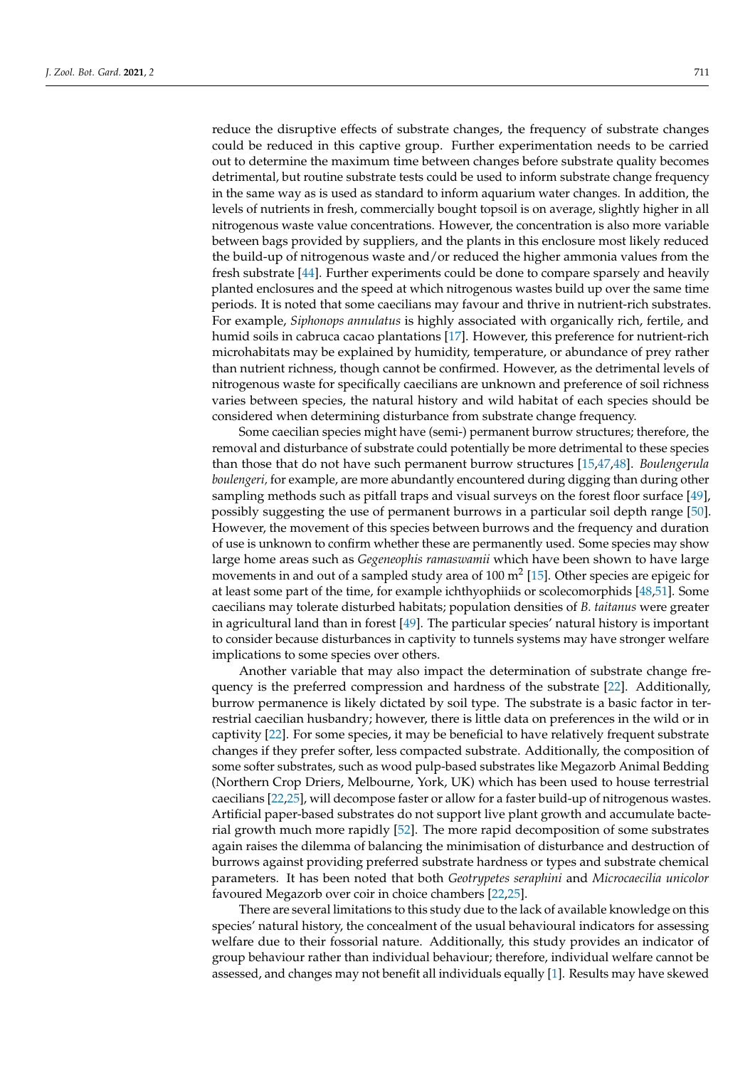reduce the disruptive effects of substrate changes, the frequency of substrate changes could be reduced in this captive group. Further experimentation needs to be carried out to determine the maximum time between changes before substrate quality becomes detrimental, but routine substrate tests could be used to inform substrate change frequency in the same way as is used as standard to inform aquarium water changes. In addition, the levels of nutrients in fresh, commercially bought topsoil is on average, slightly higher in all nitrogenous waste value concentrations. However, the concentration is also more variable between bags provided by suppliers, and the plants in this enclosure most likely reduced the build-up of nitrogenous waste and/or reduced the higher ammonia values from the fresh substrate [44]. Further experiments could be done to compare sparsely and heavily planted enclosures and the speed at which nitrogenous wastes build up over the same time periods. It is noted that some caecilians may favour and thrive in nutrient-rich substrates. For example, *Siphonops annulatus* is highly associated with organically rich, fertile, and humid soils in cabruca cacao plantations [17]. However, this preference for nutrient-rich microhabitats may be explained by humidity, temperature, or abundance of prey rather than nutrient richness, though cannot be confirmed. However, as the detrimental levels of nitrogenous waste for specifically caecilians are unknown and preference of soil richness varies between species, the natural history and wild habitat of each species should be considered when determining disturbance from substrate change frequency.

Some caecilian species might have (semi-) permanent burrow structures; therefore, the removal and disturbance of substrate could potentially be more detrimental to these species than those that do not have such permanent burrow structures [15,47,48]. *Boulengerula boulengeri,* for example, are more abundantly encountered during digging than during other sampling methods such as pitfall traps and visual surveys on the forest floor surface [49], possibly suggesting the use of permanent burrows in a particular soil depth range [50]. However, the movement of this species between burrows and the frequency and duration of use is unknown to confirm whether these are permanently used. Some species may show large home areas such as *Gegeneophis ramaswamii* which have been shown to have large movements in and out of a sampled study area of 100 m$^2$ [15]. Other species are epigeic for at least some part of the time, for example ichthyophiids or scolecomorphids [48,51]. Some caecilians may tolerate disturbed habitats; population densities of *B. taitanus* were greater in agricultural land than in forest [49]. The particular species' natural history is important to consider because disturbances in captivity to tunnels systems may have stronger welfare implications to some species over others.

Another variable that may also impact the determination of substrate change frequency is the preferred compression and hardness of the substrate [22]. Additionally, burrow permanence is likely dictated by soil type. The substrate is a basic factor in terrestrial caecilian husbandry; however, there is little data on preferences in the wild or in captivity [22]. For some species, it may be beneficial to have relatively frequent substrate changes if they prefer softer, less compacted substrate. Additionally, the composition of some softer substrates, such as wood pulp-based substrates like Megazorb Animal Bedding (Northern Crop Driers, Melbourne, York, UK) which has been used to house terrestrial caecilians [22,25], will decompose faster or allow for a faster build-up of nitrogenous wastes. Artificial paper-based substrates do not support live plant growth and accumulate bacterial growth much more rapidly [52]. The more rapid decomposition of some substrates again raises the dilemma of balancing the minimisation of disturbance and destruction of burrows against providing preferred substrate hardness or types and substrate chemical parameters. It has been noted that both *Geotrypetes seraphini* and *Microcaecilia unicolor* favoured Megazorb over coir in choice chambers [22,25].

There are several limitations to this study due to the lack of available knowledge on this species' natural history, the concealment of the usual behavioural indicators for assessing welfare due to their fossorial nature. Additionally, this study provides an indicator of group behaviour rather than individual behaviour; therefore, individual welfare cannot be assessed, and changes may not benefit all individuals equally [1]. Results may have skewed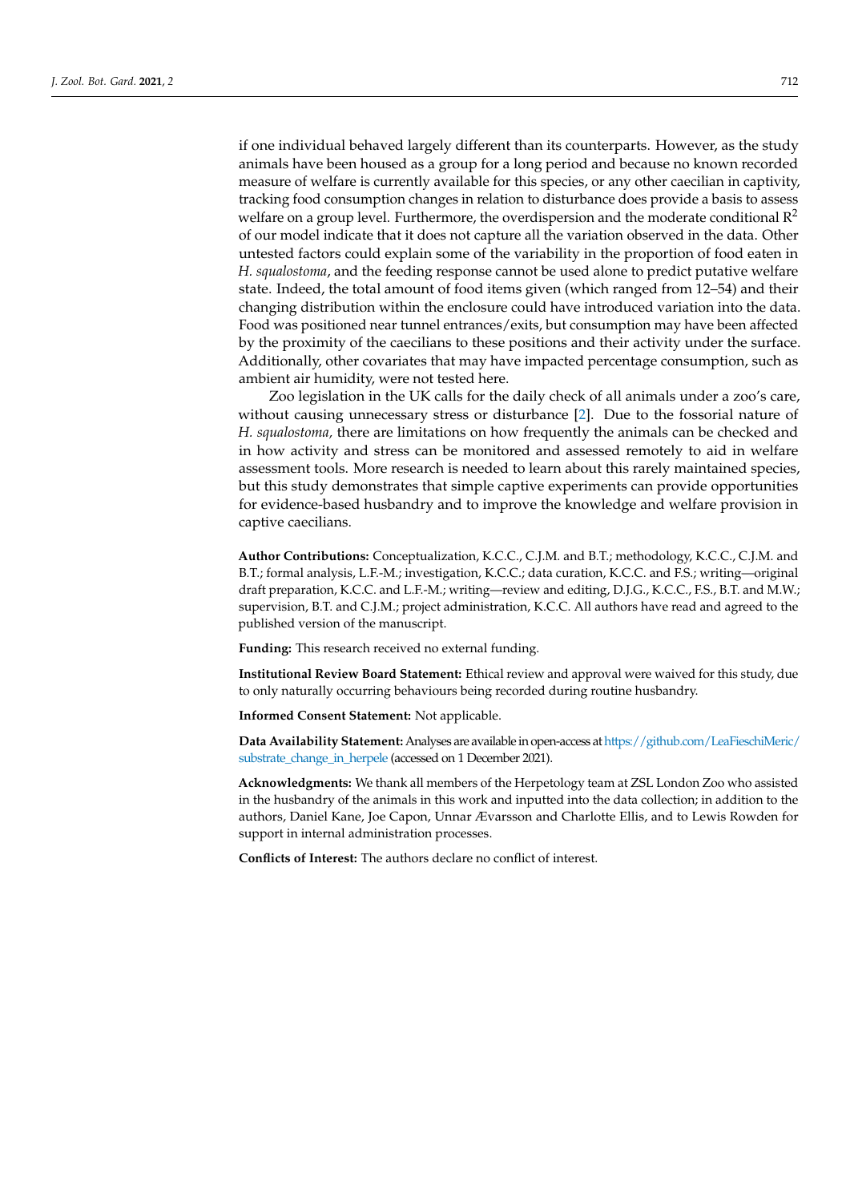if one individual behaved largely different than its counterparts. However, as the study animals have been housed as a group for a long period and because no known recorded measure of welfare is currently available for this species, or any other caecilian in captivity, tracking food consumption changes in relation to disturbance does provide a basis to assess welfare on a group level. Furthermore, the overdispersion and the moderate conditional $R^2$ of our model indicate that it does not capture all the variation observed in the data. Other untested factors could explain some of the variability in the proportion of food eaten in *H. squalostoma*, and the feeding response cannot be used alone to predict putative welfare state. Indeed, the total amount of food items given (which ranged from 12–54) and their changing distribution within the enclosure could have introduced variation into the data. Food was positioned near tunnel entrances/exits, but consumption may have been affected by the proximity of the caecilians to these positions and their activity under the surface. Additionally, other covariates that may have impacted percentage consumption, such as ambient air humidity, were not tested here.

Zoo legislation in the UK calls for the daily check of all animals under a zoo's care, without causing unnecessary stress or disturbance [2]. Due to the fossorial nature of *H. squalostoma,* there are limitations on how frequently the animals can be checked and in how activity and stress can be monitored and assessed remotely to aid in welfare assessment tools. More research is needed to learn about this rarely maintained species, but this study demonstrates that simple captive experiments can provide opportunities for evidence-based husbandry and to improve the knowledge and welfare provision in captive caecilians.

**Author Contributions:** Conceptualization, K.C.C., C.J.M. and B.T.; methodology, K.C.C., C.J.M. and B.T.; formal analysis, L.F.-M.; investigation, K.C.C.; data curation, K.C.C. and F.S.; writing—original draft preparation, K.C.C. and L.F.-M.; writing—review and editing, D.J.G., K.C.C., F.S., B.T. and M.W.; supervision, B.T. and C.J.M.; project administration, K.C.C. All authors have read and agreed to the published version of the manuscript.

**Funding:** This research received no external funding.

**Institutional Review Board Statement:** Ethical review and approval were waived for this study, due to only naturally occurring behaviours being recorded during routine husbandry.

**Informed Consent Statement:** Not applicable.

**Data Availability Statement:** Analyses are available in open-access at https://github.com/LeaFieschiMeric/substrate_change_in_herpele (accessed on 1 December 2021).

**Acknowledgments:** We thank all members of the Herpetology team at ZSL London Zoo who assisted in the husbandry of the animals in this work and inputted into the data collection; in addition to the authors, Daniel Kane, Joe Capon, Unnar Ævarsson and Charlotte Ellis, and to Lewis Rowden for support in internal administration processes.

**Conflicts of Interest:** The authors declare no conflict of interest.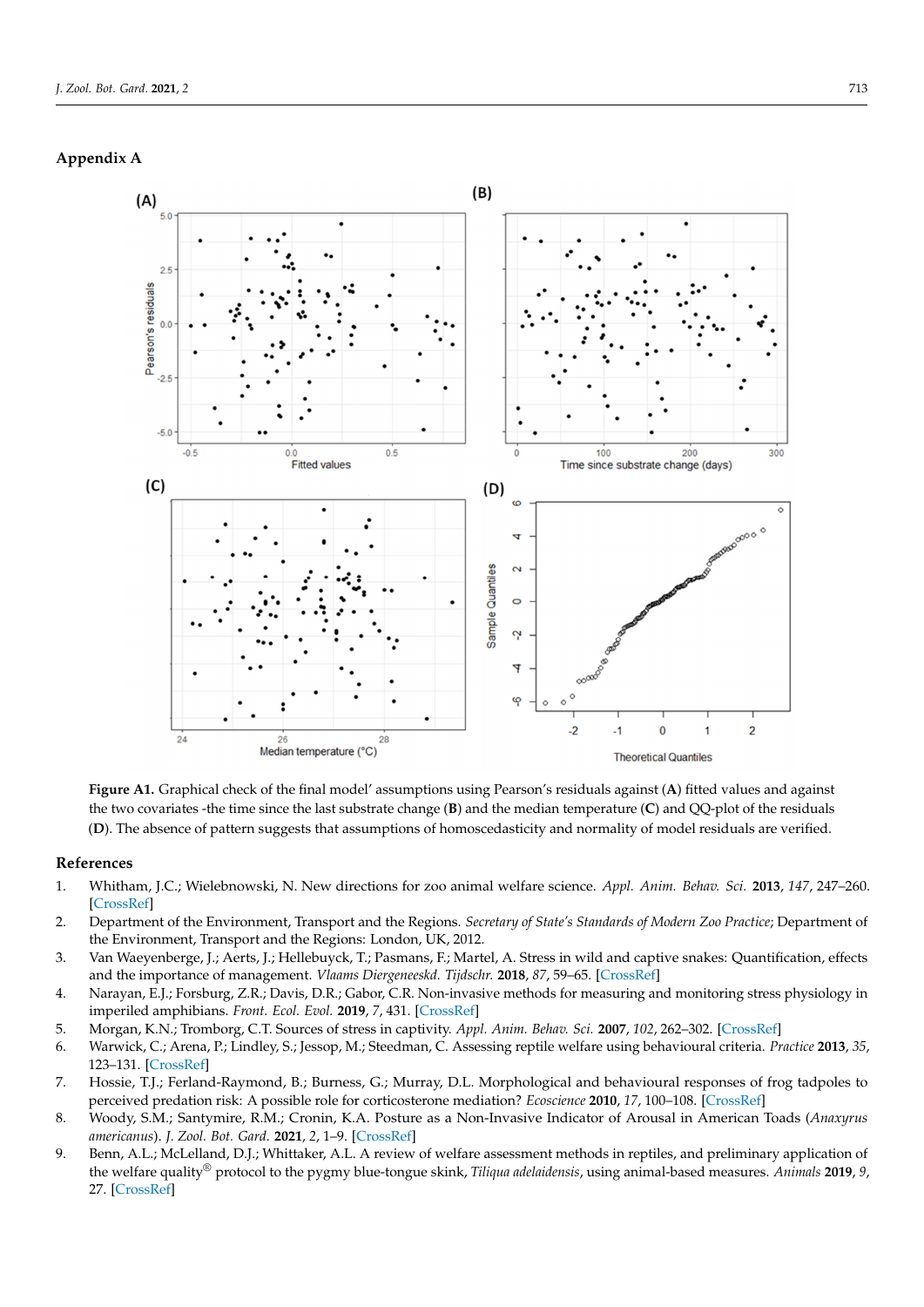## Appendix A

**Figure A1.** Graphical check of the final model' assumptions using Pearson's residuals against (**A**) fitted values and against the two covariates -the time since the last substrate change (**B**) and the median temperature (**C**) and QQ-plot of the residuals (**D**). The absence of pattern suggests that assumptions of homocedasticity and normality of model residuals are verified.

## References

1. Whitham, J.C.; Wielebnowski, N. New directions for zoo animal welfare science. *Appl. Anim. Behav. Sci.* **2013**, *147*, 247–260. [CrossRef]
2. Department of the Environment, Transport and the Regions. *Secretary of State's Standards of Modern Zoo Practice*; Department of the Environment, Transport and the Regions: London, UK, 2012.
3. Van Waeyenberge, J.; Aerts, J.; Hellebuyck, T.; Pasmans, F.; Martel, A. Stress in wild and captive snakes: Quantification, effects and the importance of management. *Vlaams Diergeneeskd. Tijdschr.* **2018**, *87*, 59–65. [CrossRef]
4. Narayan, E.J.; Forsburg, Z.R.; Davis, D.R.; Gabor, C.R. Non-invasive methods for measuring and monitoring stress physiology in imperiled amphibians. *Front. Ecol. Evol.* **2019**, *7*, 431. [CrossRef]
5. Morgan, K.N.; Tromborg, C.T. Sources of stress in captivity. *Appl. Anim. Behav. Sci.* **2007**, *102*, 262–302. [CrossRef]
6. Warwick, C.; Arena, P.; Lindley, S.; Jessop, M.; Steedman, C. Assessing reptile welfare using behavioural criteria. *Practice* **2013**, *35*, 123–131. [CrossRef]
7. Hossie, T.J.; Ferland-Raymond, B.; Burness, G.; Murray, D.L. Morphological and behavioural responses of frog tadpoles to perceived predation risk: A possible role for corticosterone mediation? *Ecoscience* **2010**, *17*, 100–108. [CrossRef]
8. Woody, S.M.; Santymire, R.M.; Cronin, K.A. Posture as a Non-Invasive Indicator of Arousal in American Toads (*Anaxyrus americanus*). *J. Zool. Bot. Gard.* **2021**, *2*, 1–9. [CrossRef]
9. Benn, A.L.; McLelland, D.J.; Whittaker, A.L. A review of welfare assessment methods in reptiles, and preliminary application of the welfare quality® protocol to the pygmy blue-tongue skink, *Tiliqua adelaidensis*, using animal-based measures. *Animals* **2019**, *9*, 27. [CrossRef]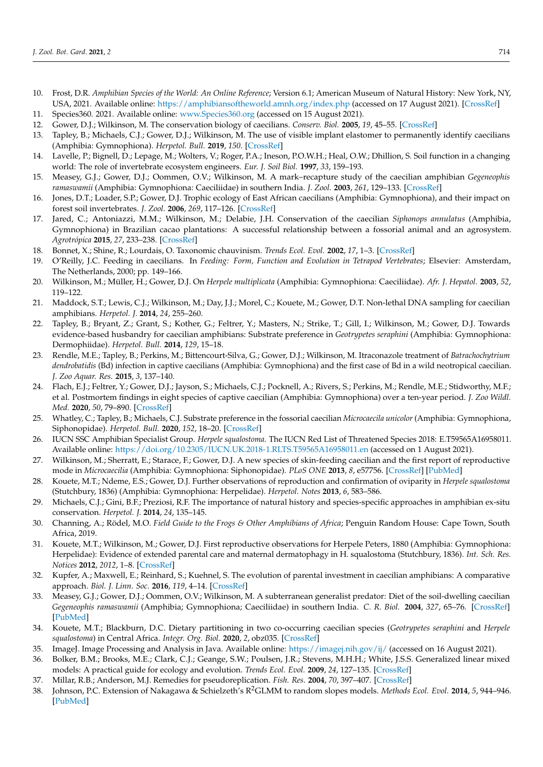10. Frost, D.R. *Amphibian Species of the World: An Online Reference*; Version 6.1; American Museum of Natural History: New York, NY, USA, 2021. Available online: https://amphibiansoftheworld.amnh.org/index.php (accessed on 17 August 2021). [CrossRef]
11. Species360. 2021. Available online: www.Species360.org (accessed on 15 August 2021).
12. Gower, D.J.; Wilkinson, M. The conservation biology of caecilians. *Conserv. Biol.* **2005**, *19*, 45–55. [CrossRef]
13. Tapley, B.; Michaels, C.J.; Gower, D.J.; Wilkinson, M. The use of visible implant elastomer to permanently identify caecilians (Amphibia: Gymnophiona). *Herpetol. Bull.* **2019**, *150*. [CrossRef]
14. Lavelle, P.; Bignell, D.; Lepage, M.; Wolters, V.; Roger, P.A.; Ineson, P.O.W.H.; Heal, O.W.; Dhillion, S. Soil function in a changing world: The role of invertebrate ecosystem engineers. *Eur. J. Soil Biol.* **1997**, *33*, 159–193.
15. Measey, G.J.; Gower, D.J.; Oommen, O.V.; Wilkinson, M. A mark–recapture study of the caecilian amphibian *Gegeneophis ramaswamii* (Amphibia: Gymnophiona: Caeciliidae) in southern India. *J. Zool.* **2003**, *261*, 129–133. [CrossRef]
16. Jones, D.T.; Loader, S.P.; Gower, D.J. Trophic ecology of East African caecilians (Amphibia: Gymnophiona), and their impact on forest soil invertebrates. *J. Zool.* **2006**, *269*, 117–126. [CrossRef]
17. Jared, C.; Antoniazzi, M.M.; Wilkinson, M.; Delabie, J.H. Conservation of the caecilian *Siphonops annulatus* (Amphibia, Gymnophiona) in Brazilian cacao plantations: A successful relationship between a fossorial animal and an agrosystem. *Agrotrópica* **2015**, *27*, 233–238. [CrossRef]
18. Bonnet, X.; Shine, R.; Lourdais, O. Taxonomic chauvinism. *Trends Ecol. Evol.* **2002**, *17*, 1–3. [CrossRef]
19. O'Reilly, J.C. Feeding in caecilians. In *Feeding: Form, Function and Evolution in Tetrapod Vertebrates*; Elsevier: Amsterdam, The Netherlands, 2000; pp. 149–166.
20. Wilkinson, M.; Müller, H.; Gower, D.J. On *Herpele multiplicata* (Amphibia: Gymnophiona: Caeciliidae). *Afr. J. Hepatol.* **2003**, *52*, 119–122.
21. Maddock, S.T.; Lewis, C.J.; Wilkinson, M.; Day, J.J.; Morel, C.; Kouete, M.; Gower, D.T. Non-lethal DNA sampling for caecilian amphibians. *Herpetol. J.* **2014**, *24*, 255–260.
22. Tapley, B.; Bryant, Z.; Grant, S.; Kother, G.; Feltrer, Y.; Masters, N.; Strike, T.; Gill, I.; Wilkinson, M.; Gower, D.J. Towards evidence-based husbandry for caecilian amphibians: Substrate preference in *Geotrypetes seraphini* (Amphibia: Gymnophiona: Dermophiidae). *Herpetol. Bull.* **2014**, *129*, 15–18.
23. Rendle, M.E.; Tapley, B.; Perkins, M.; Bittencourt-Silva, G.; Gower, D.J.; Wilkinson, M. Itraconazole treatment of *Batrachochytrium dendrobatidis* (Bd) infection in captive caecilians (Amphibia: Gymnophiona) and the first case of Bd in a wild neotropical caecilian. *J. Zoo Aquar. Res.* **2015**, *3*, 137–140.
24. Flach, E.J.; Feltrer, Y.; Gower, D.J.; Jayson, S.; Michaels, C.J.; Pocknell, A.; Rivers, S.; Perkins, M.; Rendle, M.E.; Stidworthy, M.F.; et al. Postmortem findings in eight species of captive caecilian (Amphibia: Gymnophiona) over a ten-year period. *J. Zoo Wildl. Med.* **2020**, *50*, 79–890. [CrossRef]
25. Whatley, C.; Tapley, B.; Michaels, C.J. Substrate preference in the fossorial caecilian *Microcaecila unicolor* (Amphibia: Gymnophiona, Siphonopidae). *Herpetol. Bull.* **2020**, *152*, 18–20. [CrossRef]
26. IUCN SSC Amphibian Specialist Group. *Herpele squalostoma.* The IUCN Red List of Threatened Species 2018: E.T59565A16958011. Available online: https://doi.org/10.2305/IUCN.UK.2018-1.RLTS.T59565A16958011.en (accessed on 1 August 2021).
27. Wilkinson, M.; Sherratt, E.; Starace, F.; Gower, D.J. A new species of skin-feeding caecilian and the first report of reproductive mode in *Microcaecilia* (Amphibia: Gymnophiona: Siphonopidae). *PLoS ONE* **2013**, *8*, e57756. [CrossRef] [PubMed]
28. Kouete, M.T.; Ndeme, E.S.; Gower, D.J. Further observations of reproduction and confirmation of oviparity in *Herpele squalostoma* (Stutchbury, 1836) (Amphibia: Gymnophiona: Herpelidae). *Herpetol. Notes* **2013**, *6*, 583–586.
29. Michaels, C.J.; Gini, B.F.; Preziosi, R.F. The importance of natural history and species-specific approaches in amphibian ex-situ conservation. *Herpetol. J.* **2014**, *24*, 135–145.
30. Channing, A.; Rödel, M.O. *Field Guide to the Frogs & Other Amphibians of Africa*; Penguin Random House: Cape Town, South Africa, 2019.
31. Kouete, M.T.; Wilkinson, M.; Gower, D.J. First reproductive observations for Herpele Peters, 1880 (Amphibia: Gymnophiona: Herpelidae): Evidence of extended parental care and maternal dermatophagy in H. squalostoma (Stutchbury, 1836). *Int. Sch. Res. Notices* **2012**, *2012*, 1–8. [CrossRef]
32. Kupfer, A.; Maxwell, E.; Reinhard, S.; Kuehnel, S. The evolution of parental investment in caecilian amphibians: A comparative approach. *Biol. J. Linn. Soc.* **2016**, *119*, 4–14. [CrossRef]
33. Measey, G.J.; Gower, D.J.; Oommen, O.V.; Wilkinson, M. A subterranean generalist predator: Diet of the soil-dwelling caecilian *Gegeneophis ramaswamii* (Amphibia; Gymnophiona; Caeciliidae) in southern India. *C. R. Biol.* **2004**, *327*, 65–76. [CrossRef] [PubMed]
34. Kouete, M.T.; Blackburn, D.C. Dietary partitioning in two co-occurring caecilian species (*Geotrypetes seraphini* and *Herpele squalostoma*) in Central Africa. *Integr. Org. Biol.* **2020**, *2*, obz035. [CrossRef]
35. ImageJ. Image Processing and Analysis in Java. Available online: https://imagej.nih.gov/ij/ (accessed on 16 August 2021).
36. Bolker, B.M.; Brooks, M.E.; Clark, C.J.; Geange, S.W.; Poulsen, J.R.; Stevens, M.H.H.; White, J.S.S. Generalized linear mixed models: A practical guide for ecology and evolution. *Trends Ecol. Evol.* **2009**, *24*, 127–135. [CrossRef]
37. Millar, R.B.; Anderson, M.J. Remedies for pseudoreplication. *Fish. Res.* **2004**, *70*, 397–407. [CrossRef]
38. Johnson, P.C. Extension of Nakagawa & Schielzeth's $R^2$GLMM to random slopes models. *Methods Ecol. Evol.* **2014**, *5*, 944–946. [PubMed]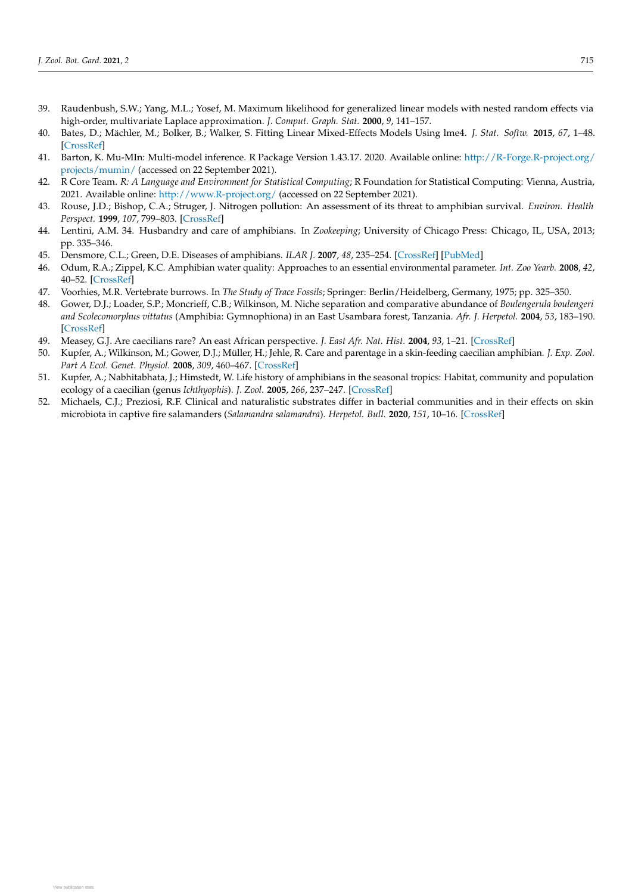39. Raudenbush, S.W.; Yang, M.L.; Yosef, M. Maximum likelihood for generalized linear models with nested random effects via high-order, multivariate Laplace approximation. *J. Comput. Graph. Stat.* **2000**, *9*, 141–157.
40. Bates, D.; Mächler, M.; Bolker, B.; Walker, S. Fitting Linear Mixed-Effects Models Using lme4. *J. Stat. Softw.* **2015**, *67*, 1–48. [CrossRef]
41. Barton, K. Mu-MIn: Multi-model inference. R Package Version 1.43.17. 2020. Available online: http://R-Forge.R-project.org/projects/mumin/ (accessed on 22 September 2021).
42. R Core Team. *R: A Language and Environment for Statistical Computing*; R Foundation for Statistical Computing: Vienna, Austria, 2021. Available online: http://www.R-project.org/ (accessed on 22 September 2021).
43. Rouse, J.D.; Bishop, C.A.; Struger, J. Nitrogen pollution: An assessment of its threat to amphibian survival. *Environ. Health Perspect.* **1999**, *107*, 799–803. [CrossRef]
44. Lentini, A.M. 34. Husbandry and care of amphibians. In *Zookeeping*; University of Chicago Press: Chicago, IL, USA, 2013; pp. 335–346.
45. Densmore, C.L.; Green, D.E. Diseases of amphibians. *ILAR J.* **2007**, *48*, 235–254. [CrossRef] [PubMed]
46. Odum, R.A.; Zippel, K.C. Amphibian water quality: Approaches to an essential environmental parameter. *Int. Zoo Yearb.* **2008**, *42*, 40–52. [CrossRef]
47. Voorhies, M.R. Vertebrate burrows. In *The Study of Trace Fossils*; Springer: Berlin/Heidelberg, Germany, 1975; pp. 325–350.
48. Gower, D.J.; Loader, S.P.; Moncrieff, C.B.; Wilkinson, M. Niche separation and comparative abundance of *Boulengerula boulengeri and Scolecomorphus vittatus* (Amphibia: Gymnophiona) in an East Usambara forest, Tanzania. *Afr. J. Herpetol.* **2004**, *53*, 183–190. [CrossRef]
49. Measey, G.J. Are caecilians rare? An east African perspective. *J. East Afr. Nat. Hist.* **2004**, *93*, 1–21. [CrossRef]
50. Kupfer, A.; Wilkinson, M.; Gower, D.J.; Müller, H.; Jehle, R. Care and parentage in a skin-feeding caecilian amphibian. *J. Exp. Zool. Part A Ecol. Genet. Physiol.* **2008**, *309*, 460–467. [CrossRef]
51. Kupfer, A.; Nabhitabhata, J.; Himstedt, W. Life history of amphibians in the seasonal tropics: Habitat, community and population ecology of a caecilian (genus *Ichthyophis*). *J. Zool.* **2005**, *266*, 237–247. [CrossRef]
52. Michaels, C.J.; Preziosi, R.F. Clinical and naturalistic substrates differ in bacterial communities and in their effects on skin microbiota in captive fire salamanders (*Salamandra salamandra*). *Herpetol. Bull.* **2020**, *151*, 10–16. [CrossRef]